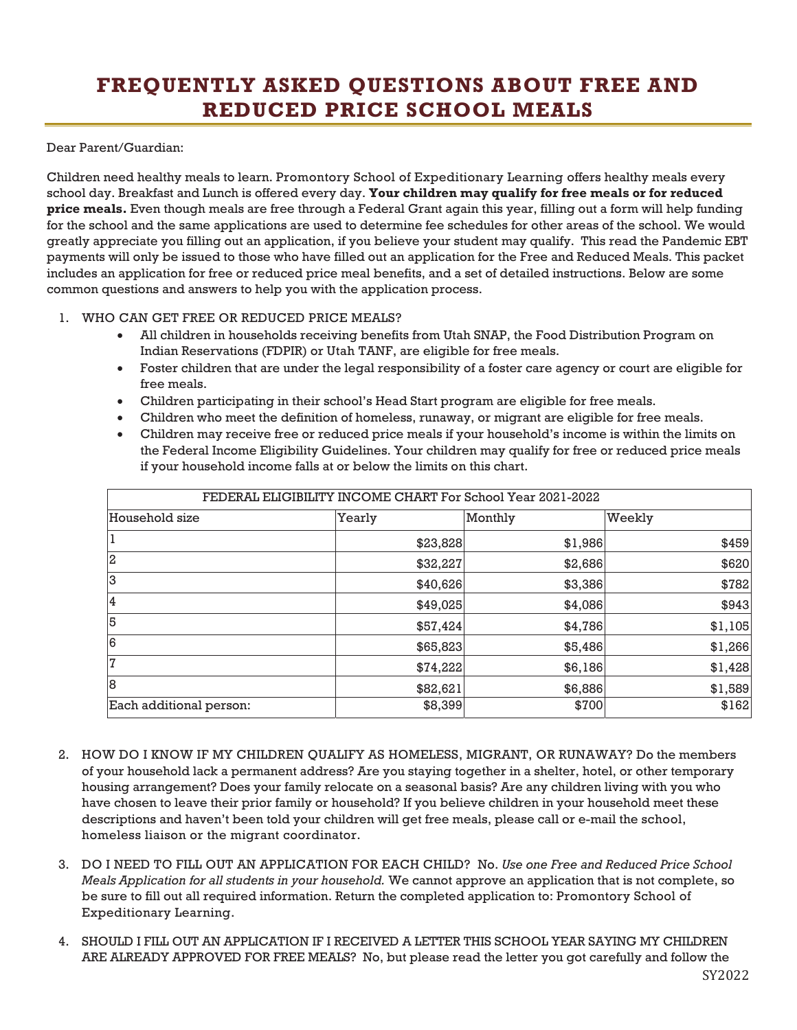# FREQUENTLY ASKED QUESTIONS ABOUT FREE AND REDUCED PRICE SCHOOL MEALS

Dear Parent/Guardian:

Children need healthy meals to learn. Promontory School of Expeditionary Learning offers healthy meals every school day. Breakfast and Lunch is offered every day. **Your children may qualify for free meals or for reduced price meals.** Even though meals are free through a Federal Grant again this year, filling out a form will help funding for the school and the same applications are used to determine fee schedules for other areas of the school. We would greatly appreciate you filling out an application, if you believe your student may qualify. This read the Pandemic EBT payments will only be issued to those who have filled out an application for the Free and Reduced Meals. This packet includes an application for free or reduced price meal benefits, and a set of detailed instructions. Below are some common questions and answers to help you with the application process.

1. WHO CAN GET FREE OR REDUCED PRICE MEALS?
   - All children in households receiving benefits from Utah SNAP, the Food Distribution Program on Indian Reservations (FDPIR) or Utah TANF, are eligible for free meals.
   - Foster children that are under the legal responsibility of a foster care agency or court are eligible for free meals.
   - Children participating in their school's Head Start program are eligible for free meals.
   - Children who meet the definition of homeless, runaway, or migrant are eligible for free meals.
   - Children may receive free or reduced price meals if your household's income is within the limits on the Federal Income Eligibility Guidelines. Your children may qualify for free or reduced price meals if your household income falls at or below the limits on this chart.

| FEDERAL ELIGIBILITY INCOME CHART For School Year 2021-2022 | | | |
|---|---|---|---|
| Household size | Yearly | Monthly | Weekly |
| 1 | $23,828 | $1,986 | $459 |
| 2 | $32,227 | $2,686 | $620 |
| 3 | $40,626 | $3,386 | $782 |
| 4 | $49,025 | $4,086 | $943 |
| 5 | $57,424 | $4,786 | $1,105 |
| 6 | $65,823 | $5,486 | $1,266 |
| 7 | $74,222 | $6,186 | $1,428 |
| 8 | $82,621 | $6,886 | $1,589 |
| Each additional person: | $8,399 | $700 | $162 |

2. HOW DO I KNOW IF MY CHILDREN QUALIFY AS HOMELESS, MIGRANT, OR RUNAWAY? Do the members of your household lack a permanent address? Are you staying together in a shelter, hotel, or other temporary housing arrangement? Does your family relocate on a seasonal basis? Are any children living with you who have chosen to leave their prior family or household? If you believe children in your household meet these descriptions and haven't been told your children will get free meals, please call or e-mail the school, homeless liaison or the migrant coordinator.

3. DO I NEED TO FILL OUT AN APPLICATION FOR EACH CHILD? No. *Use one Free and Reduced Price School Meals Application for all students in your household.* We cannot approve an application that is not complete, so be sure to fill out all required information. Return the completed application to: Promontory School of Expeditionary Learning.

4. SHOULD I FILL OUT AN APPLICATION IF I RECEIVED A LETTER THIS SCHOOL YEAR SAYING MY CHILDREN ARE ALREADY APPROVED FOR FREE MEALS? No, but please read the letter you got carefully and follow the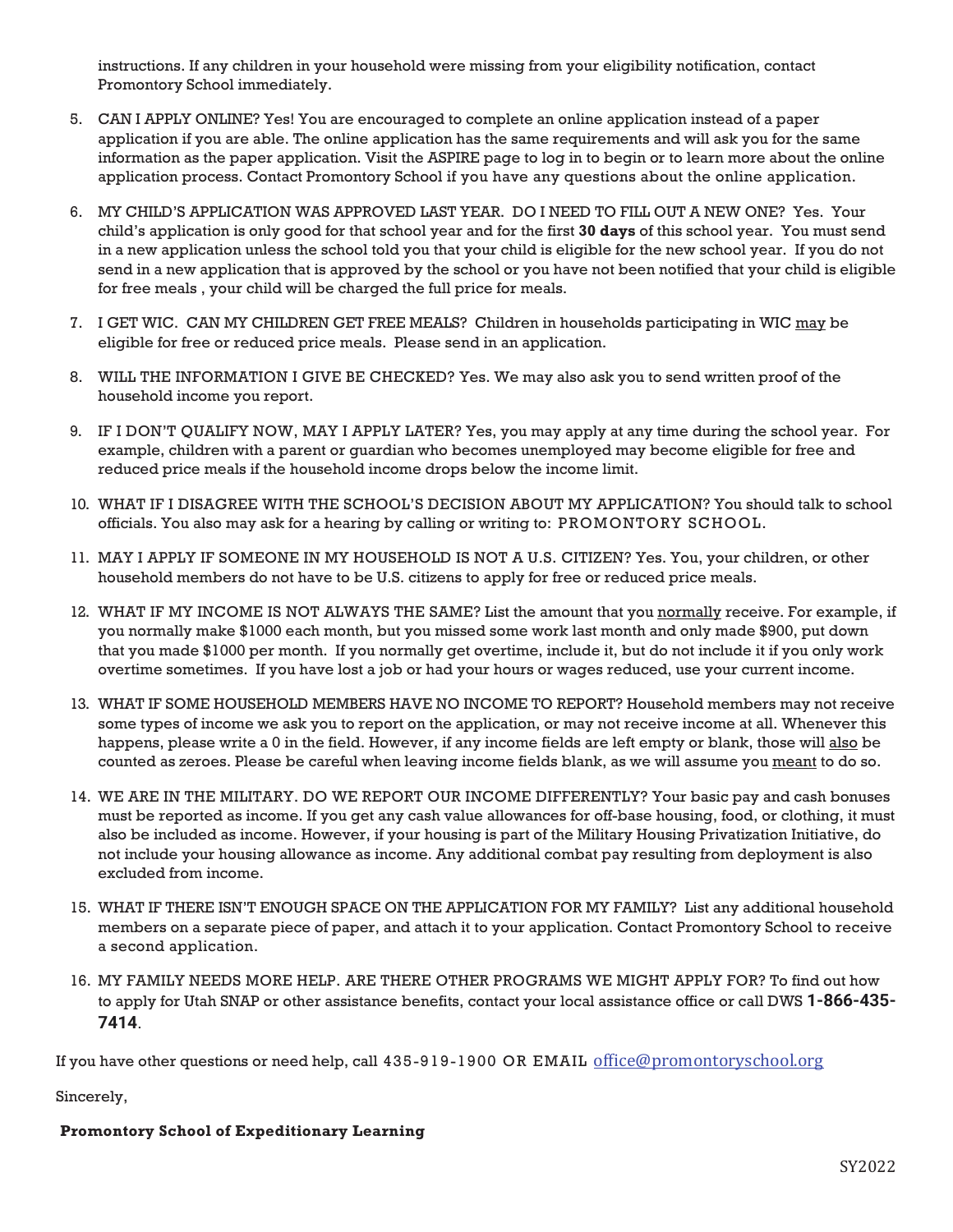instructions. If any children in your household were missing from your eligibility notification, contact Promontory School immediately.

5. CAN I APPLY ONLINE? Yes! You are encouraged to complete an online application instead of a paper application if you are able. The online application has the same requirements and will ask you for the same information as the paper application. Visit the ASPIRE page to log in to begin or to learn more about the online application process. Contact Promontory School if you have any questions about the online application.

6. MY CHILD'S APPLICATION WAS APPROVED LAST YEAR. DO I NEED TO FILL OUT A NEW ONE? Yes. Your child's application is only good for that school year and for the first **30 days** of this school year. You must send in a new application unless the school told you that your child is eligible for the new school year. If you do not send in a new application that is approved by the school or you have not been notified that your child is eligible for free meals , your child will be charged the full price for meals.

7. I GET WIC. CAN MY CHILDREN GET FREE MEALS? Children in households participating in WIC may be eligible for free or reduced price meals. Please send in an application.

8. WILL THE INFORMATION I GIVE BE CHECKED? Yes. We may also ask you to send written proof of the household income you report.

9. IF I DON'T QUALIFY NOW, MAY I APPLY LATER? Yes, you may apply at any time during the school year. For example, children with a parent or guardian who becomes unemployed may become eligible for free and reduced price meals if the household income drops below the income limit.

10. WHAT IF I DISAGREE WITH THE SCHOOL'S DECISION ABOUT MY APPLICATION? You should talk to school officials. You also may ask for a hearing by calling or writing to: PROMONTORY SCHOOL.

11. MAY I APPLY IF SOMEONE IN MY HOUSEHOLD IS NOT A U.S. CITIZEN? Yes. You, your children, or other household members do not have to be U.S. citizens to apply for free or reduced price meals.

12. WHAT IF MY INCOME IS NOT ALWAYS THE SAME? List the amount that you normally receive. For example, if you normally make $1000 each month, but you missed some work last month and only made $900, put down that you made $1000 per month. If you normally get overtime, include it, but do not include it if you only work overtime sometimes. If you have lost a job or had your hours or wages reduced, use your current income.

13. WHAT IF SOME HOUSEHOLD MEMBERS HAVE NO INCOME TO REPORT? Household members may not receive some types of income we ask you to report on the application, or may not receive income at all. Whenever this happens, please write a 0 in the field. However, if any income fields are left empty or blank, those will also be counted as zeroes. Please be careful when leaving income fields blank, as we will assume you meant to do so.

14. WE ARE IN THE MILITARY. DO WE REPORT OUR INCOME DIFFERENTLY? Your basic pay and cash bonuses must be reported as income. If you get any cash value allowances for off-base housing, food, or clothing, it must also be included as income. However, if your housing is part of the Military Housing Privatization Initiative, do not include your housing allowance as income. Any additional combat pay resulting from deployment is also excluded from income.

15. WHAT IF THERE ISN'T ENOUGH SPACE ON THE APPLICATION FOR MY FAMILY? List any additional household members on a separate piece of paper, and attach it to your application. Contact Promontory School to receive a second application.

16. MY FAMILY NEEDS MORE HELP. ARE THERE OTHER PROGRAMS WE MIGHT APPLY FOR? To find out how to apply for Utah SNAP or other assistance benefits, contact your local assistance office or call DWS **1-866-435-7414**.

If you have other questions or need help, call 435-919-1900 OR EMAIL office@promontoryschool.org

Sincerely,

**Promontory School of Expeditionary Learning**

SY2022